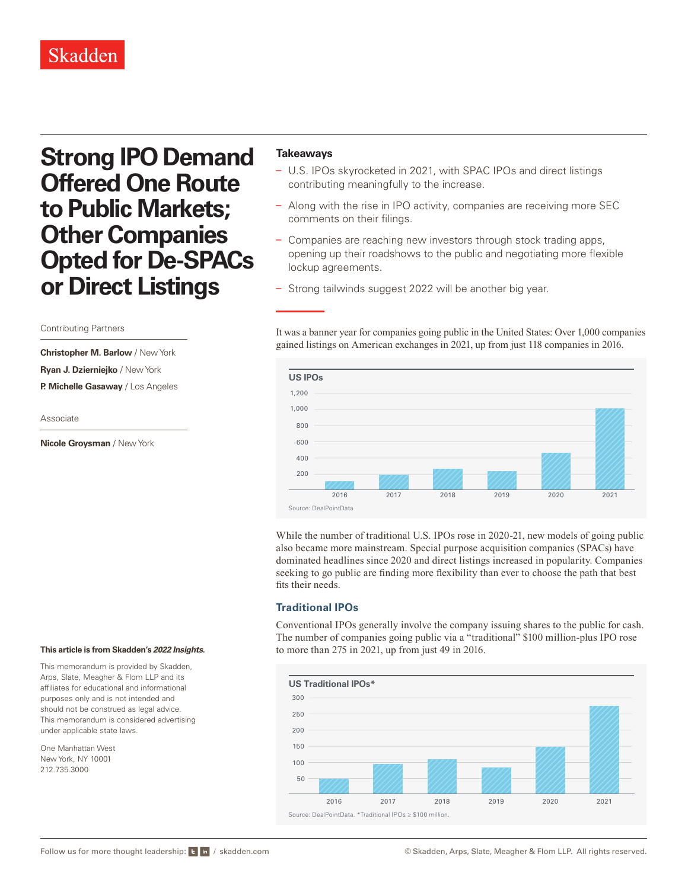Skadden

# Strong IPO Demand Offered One Route to Public Markets; Other Companies Opted for De-SPACs or Direct Listings

Contributing Partners

**Christopher M. Barlow** / New York

**Ryan J. Dzierniejko** / New York

**P. Michelle Gasaway** / Los Angeles

Associate

**Nicole Groysman** / New York

**This article is from Skadden's *2022 Insights*.**

This memorandum is provided by Skadden, Arps, Slate, Meagher & Flom LLP and its affiliates for educational and informational purposes only and is not intended and should not be construed as legal advice. This memorandum is considered advertising under applicable state laws.

One Manhattan West
New York, NY 10001
212.735.3000

## Takeaways

- U.S. IPOs skyrocketed in 2021, with SPAC IPOs and direct listings contributing meaningfully to the increase.
- Along with the rise in IPO activity, companies are receiving more SEC comments on their filings.
- Companies are reaching new investors through stock trading apps, opening up their roadshows to the public and negotiating more flexible lockup agreements.
- Strong tailwinds suggest 2022 will be another big year.

It was a banner year for companies going public in the United States: Over 1,000 companies gained listings on American exchanges in 2021, up from just 118 companies in 2016.

**US IPOs**

(Bar chart: 2016, 2017, 2018, 2019, 2020, 2021; y-axis 200–1,200)

Source: DealPointData

While the number of traditional U.S. IPOs rose in 2020-21, new models of going public also became more mainstream. Special purpose acquisition companies (SPACs) have dominated headlines since 2020 and direct listings increased in popularity. Companies seeking to go public are finding more flexibility than ever to choose the path that best fits their needs.

### Traditional IPOs

Conventional IPOs generally involve the company issuing shares to the public for cash. The number of companies going public via a "traditional" $100 million-plus IPO rose to more than 275 in 2021, up from just 49 in 2016.

**US Traditional IPOs***

(Bar chart: 2016, 2017, 2018, 2019, 2020, 2021; y-axis 50–300)

Source: DealPointData. *Traditional IPOs ≥ $100 million.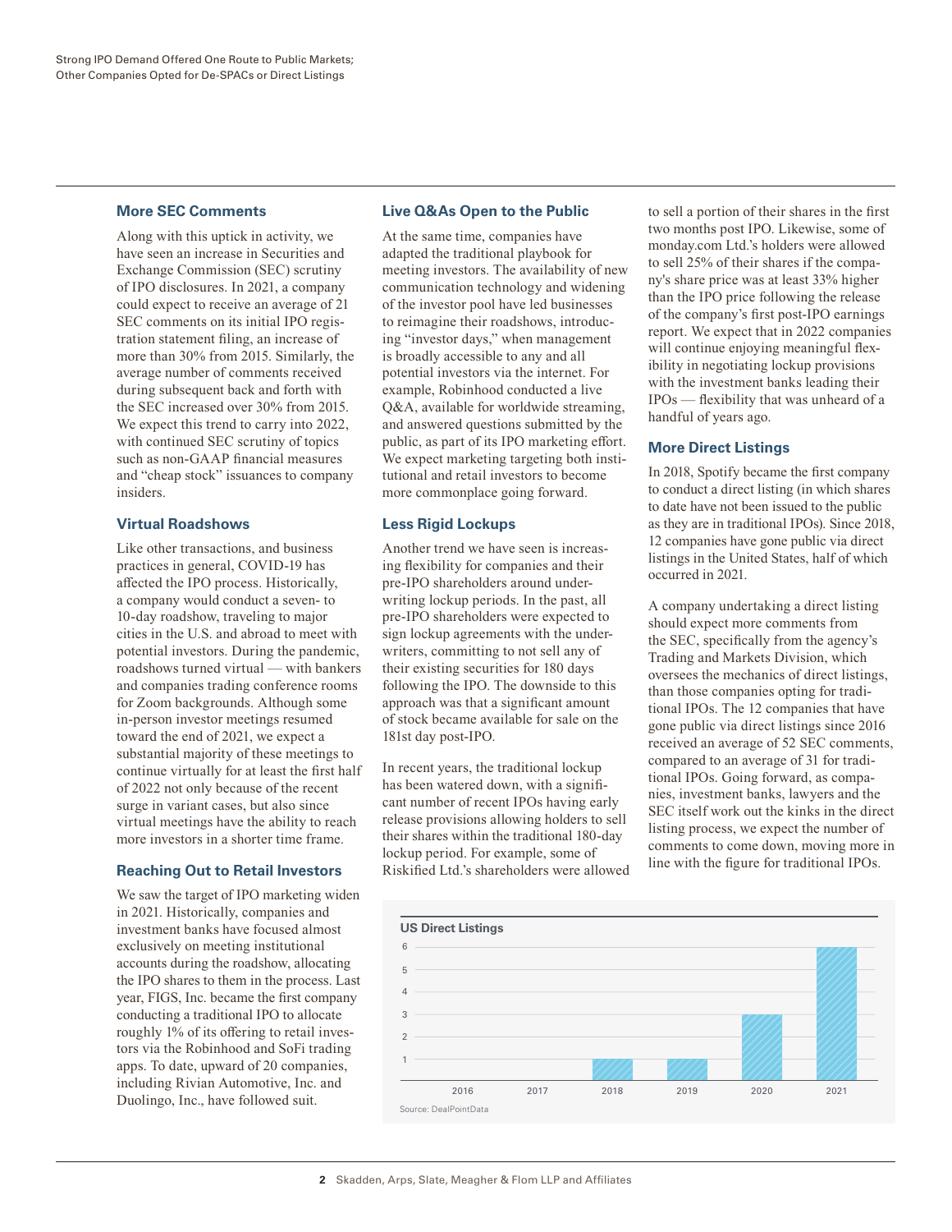## More SEC Comments

Along with this uptick in activity, we have seen an increase in Securities and Exchange Commission (SEC) scrutiny of IPO disclosures. In 2021, a company could expect to receive an average of 21 SEC comments on its initial IPO registration statement filing, an increase of more than 30% from 2015. Similarly, the average number of comments received during subsequent back and forth with the SEC increased over 30% from 2015. We expect this trend to carry into 2022, with continued SEC scrutiny of topics such as non-GAAP financial measures and "cheap stock" issuances to company insiders.

## Virtual Roadshows

Like other transactions, and business practices in general, COVID-19 has affected the IPO process. Historically, a company would conduct a seven- to 10-day roadshow, traveling to major cities in the U.S. and abroad to meet with potential investors. During the pandemic, roadshows turned virtual — with bankers and companies trading conference rooms for Zoom backgrounds. Although some in-person investor meetings resumed toward the end of 2021, we expect a substantial majority of these meetings to continue virtually for at least the first half of 2022 not only because of the recent surge in variant cases, but also since virtual meetings have the ability to reach more investors in a shorter time frame.

## Reaching Out to Retail Investors

We saw the target of IPO marketing widen in 2021. Historically, companies and investment banks have focused almost exclusively on meeting institutional accounts during the roadshow, allocating the IPO shares to them in the process. Last year, FIGS, Inc. became the first company conducting a traditional IPO to allocate roughly 1% of its offering to retail investors via the Robinhood and SoFi trading apps. To date, upward of 20 companies, including Rivian Automotive, Inc. and Duolingo, Inc., have followed suit.

## Live Q&As Open to the Public

At the same time, companies have adapted the traditional playbook for meeting investors. The availability of new communication technology and widening of the investor pool have led businesses to reimagine their roadshows, introducing "investor days," when management is broadly accessible to any and all potential investors via the internet. For example, Robinhood conducted a live Q&A, available for worldwide streaming, and answered questions submitted by the public, as part of its IPO marketing effort. We expect marketing targeting both institutional and retail investors to become more commonplace going forward.

## Less Rigid Lockups

Another trend we have seen is increasing flexibility for companies and their pre-IPO shareholders around underwriting lockup periods. In the past, all pre-IPO shareholders were expected to sign lockup agreements with the underwriters, committing to not sell any of their existing securities for 180 days following the IPO. The downside to this approach was that a significant amount of stock became available for sale on the 181st day post-IPO.

In recent years, the traditional lockup has been watered down, with a significant number of recent IPOs having early release provisions allowing holders to sell their shares within the traditional 180-day lockup period. For example, some of Riskified Ltd.'s shareholders were allowed to sell a portion of their shares in the first two months post IPO. Likewise, some of monday.com Ltd.'s holders were allowed to sell 25% of their shares if the company's share price was at least 33% higher than the IPO price following the release of the company's first post-IPO earnings report. We expect that in 2022 companies will continue enjoying meaningful flexibility in negotiating lockup provisions with the investment banks leading their IPOs — flexibility that was unheard of a handful of years ago.

## More Direct Listings

In 2018, Spotify became the first company to conduct a direct listing (in which shares to date have not been issued to the public as they are in traditional IPOs). Since 2018, 12 companies have gone public via direct listings in the United States, half of which occurred in 2021.

A company undertaking a direct listing should expect more comments from the SEC, specifically from the agency's Trading and Markets Division, which oversees the mechanics of direct listings, than those companies opting for traditional IPOs. The 12 companies that have gone public via direct listings since 2016 received an average of 52 SEC comments, compared to an average of 31 for traditional IPOs. Going forward, as companies, investment banks, lawyers and the SEC itself work out the kinks in the direct listing process, we expect the number of comments to come down, moving more in line with the figure for traditional IPOs.

**US Direct Listings**

| Year | Direct Listings |
|---|---|
| 2016 | 0 |
| 2017 | 0 |
| 2018 | 1 |
| 2019 | 1 |
| 2020 | 3 |
| 2021 | 6 |

Source: DealPointData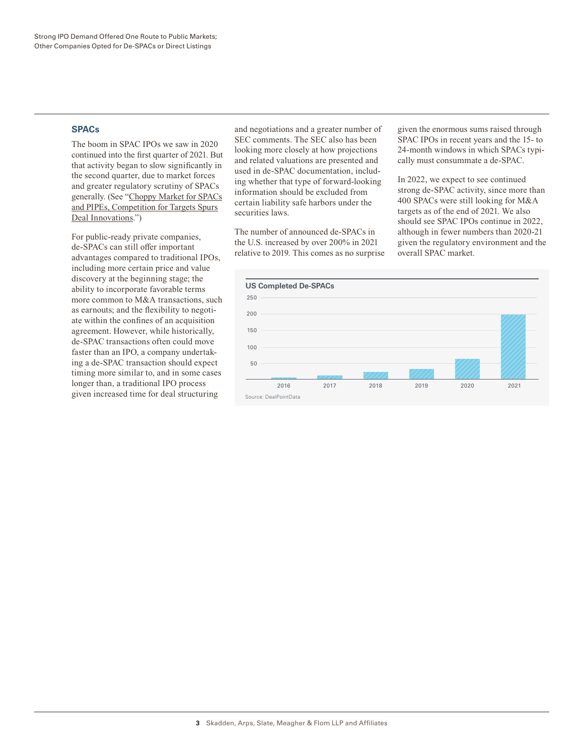## SPACs

The boom in SPAC IPOs we saw in 2020 continued into the first quarter of 2021. But that activity began to slow significantly in the second quarter, due to market forces and greater regulatory scrutiny of SPACs generally. (See "Choppy Market for SPACs and PIPEs, Competition for Targets Spurs Deal Innovations.")

For public-ready private companies, de-SPACs can still offer important advantages compared to traditional IPOs, including more certain price and value discovery at the beginning stage; the ability to incorporate favorable terms more common to M&A transactions, such as earnouts; and the flexibility to negotiate within the confines of an acquisition agreement. However, while historically, de-SPAC transactions often could move faster than an IPO, a company undertaking a de-SPAC transaction should expect timing more similar to, and in some cases longer than, a traditional IPO process given increased time for deal structuring and negotiations and a greater number of SEC comments. The SEC also has been looking more closely at how projections and related valuations are presented and used in de-SPAC documentation, including whether that type of forward-looking information should be excluded from certain liability safe harbors under the securities laws.

The number of announced de-SPACs in the U.S. increased by over 200% in 2021 relative to 2019. This comes as no surprise given the enormous sums raised through SPAC IPOs in recent years and the 15- to 24-month windows in which SPACs typically must consummate a de-SPAC.

In 2022, we expect to see continued strong de-SPAC activity, since more than 400 SPACs were still looking for M&A targets as of the end of 2021. We also should see SPAC IPOs continue in 2022, although in fewer numbers than 2020-21 given the regulatory environment and the overall SPAC market.

**US Completed De-SPACs**

250
200
150
100
50

2016
2017
2018
2019
2020
2021

Source: DealPointData